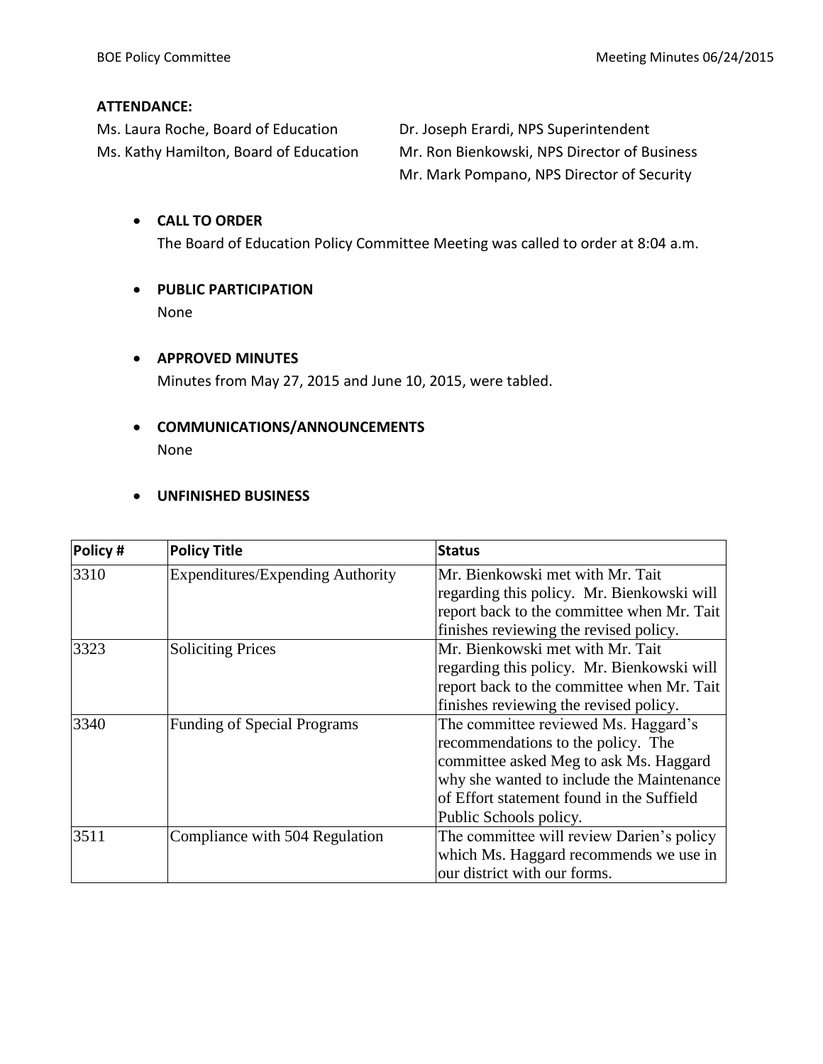**ATTENDANCE:**

Ms. Laura Roche, Board of Education

Ms. Kathy Hamilton, Board of Education

Dr. Joseph Erardi, NPS Superintendent

Mr. Ron Bienkowski, NPS Director of Business

Mr. Mark Pompano, NPS Director of Security

- **CALL TO ORDER**
  The Board of Education Policy Committee Meeting was called to order at 8:04 a.m.

- **PUBLIC PARTICIPATION**
  None

- **APPROVED MINUTES**
  Minutes from May 27, 2015 and June 10, 2015, were tabled.

- **COMMUNICATIONS/ANNOUNCEMENTS**
  None

- **UNFINISHED BUSINESS**

| Policy # | Policy Title | Status |
|---|---|---|
| 3310 | Expenditures/Expending Authority | Mr. Bienkowski met with Mr. Tait regarding this policy. Mr. Bienkowski will report back to the committee when Mr. Tait finishes reviewing the revised policy. |
| 3323 | Soliciting Prices | Mr. Bienkowski met with Mr. Tait regarding this policy. Mr. Bienkowski will report back to the committee when Mr. Tait finishes reviewing the revised policy. |
| 3340 | Funding of Special Programs | The committee reviewed Ms. Haggard's recommendations to the policy. The committee asked Meg to ask Ms. Haggard why she wanted to include the Maintenance of Effort statement found in the Suffield Public Schools policy. |
| 3511 | Compliance with 504 Regulation | The committee will review Darien's policy which Ms. Haggard recommends we use in our district with our forms. |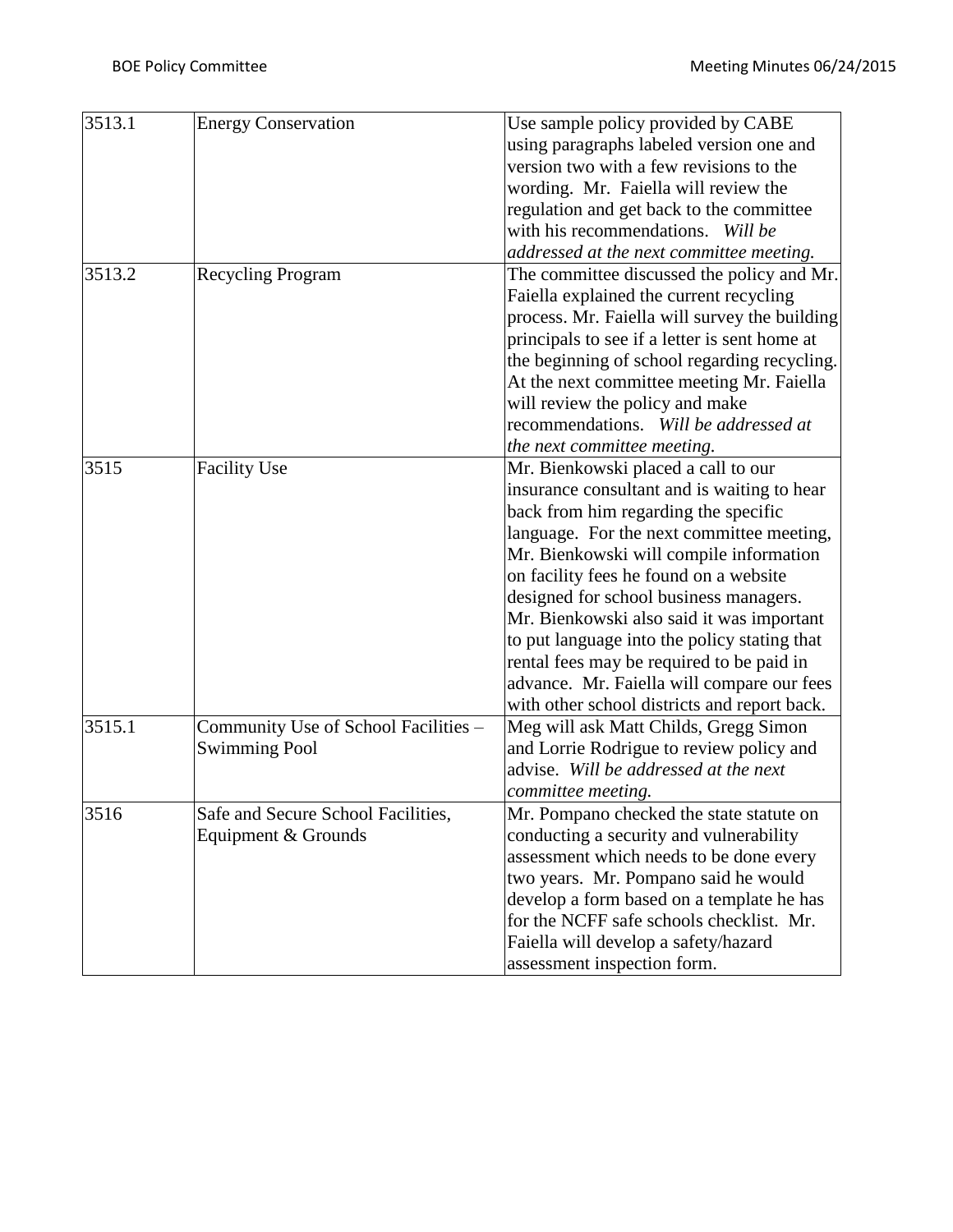| | | |
|---|---|---|
| 3513.1 | Energy Conservation | Use sample policy provided by CABE using paragraphs labeled version one and version two with a few revisions to the wording. Mr. Faiella will review the regulation and get back to the committee with his recommendations. *Will be addressed at the next committee meeting.* |
| 3513.2 | Recycling Program | The committee discussed the policy and Mr. Faiella explained the current recycling process. Mr. Faiella will survey the building principals to see if a letter is sent home at the beginning of school regarding recycling. At the next committee meeting Mr. Faiella will review the policy and make recommendations. *Will be addressed at the next committee meeting.* |
| 3515 | Facility Use | Mr. Bienkowski placed a call to our insurance consultant and is waiting to hear back from him regarding the specific language. For the next committee meeting, Mr. Bienkowski will compile information on facility fees he found on a website designed for school business managers. Mr. Bienkowski also said it was important to put language into the policy stating that rental fees may be required to be paid in advance. Mr. Faiella will compare our fees with other school districts and report back. |
| 3515.1 | Community Use of School Facilities – Swimming Pool | Meg will ask Matt Childs, Gregg Simon and Lorrie Rodrigue to review policy and advise. *Will be addressed at the next committee meeting.* |
| 3516 | Safe and Secure School Facilities, Equipment & Grounds | Mr. Pompano checked the state statute on conducting a security and vulnerability assessment which needs to be done every two years. Mr. Pompano said he would develop a form based on a template he has for the NCFF safe schools checklist. Mr. Faiella will develop a safety/hazard assessment inspection form. |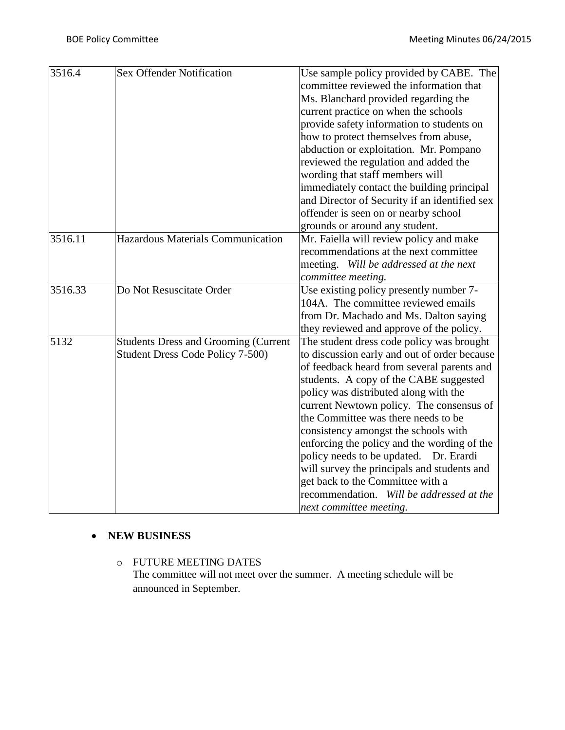| 3516.4 | Sex Offender Notification | Use sample policy provided by CABE. The committee reviewed the information that Ms. Blanchard provided regarding the current practice on when the schools provide safety information to students on how to protect themselves from abuse, abduction or exploitation. Mr. Pompano reviewed the regulation and added the wording that staff members will immediately contact the building principal and Director of Security if an identified sex offender is seen on or nearby school grounds or around any student. |
|---|---|---|
| 3516.11 | Hazardous Materials Communication | Mr. Faiella will review policy and make recommendations at the next committee meeting. *Will be addressed at the next committee meeting.* |
| 3516.33 | Do Not Resuscitate Order | Use existing policy presently number 7-104A. The committee reviewed emails from Dr. Machado and Ms. Dalton saying they reviewed and approve of the policy. |
| 5132 | Students Dress and Grooming (Current Student Dress Code Policy 7-500) | The student dress code policy was brought to discussion early and out of order because of feedback heard from several parents and students. A copy of the CABE suggested policy was distributed along with the current Newtown policy. The consensus of the Committee was there needs to be consistency amongst the schools with enforcing the policy and the wording of the policy needs to be updated. Dr. Erardi will survey the principals and students and get back to the Committee with a recommendation. *Will be addressed at the next committee meeting.* |

- **NEW BUSINESS**
  - FUTURE MEETING DATES
    The committee will not meet over the summer. A meeting schedule will be announced in September.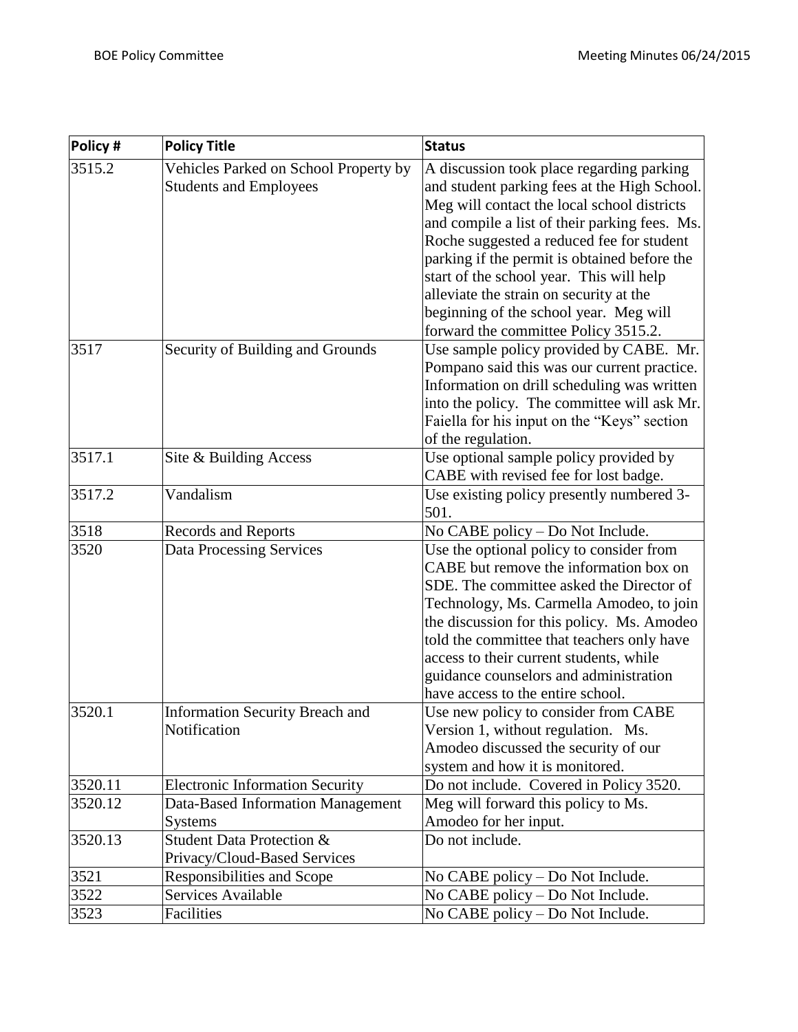| Policy # | Policy Title | Status |
|---|---|---|
| 3515.2 | Vehicles Parked on School Property by Students and Employees | A discussion took place regarding parking and student parking fees at the High School. Meg will contact the local school districts and compile a list of their parking fees. Ms. Roche suggested a reduced fee for student parking if the permit is obtained before the start of the school year. This will help alleviate the strain on security at the beginning of the school year. Meg will forward the committee Policy 3515.2. |
| 3517 | Security of Building and Grounds | Use sample policy provided by CABE. Mr. Pompano said this was our current practice. Information on drill scheduling was written into the policy. The committee will ask Mr. Faiella for his input on the "Keys" section of the regulation. |
| 3517.1 | Site & Building Access | Use optional sample policy provided by CABE with revised fee for lost badge. |
| 3517.2 | Vandalism | Use existing policy presently numbered 3-501. |
| 3518 | Records and Reports | No CABE policy – Do Not Include. |
| 3520 | Data Processing Services | Use the optional policy to consider from CABE but remove the information box on SDE. The committee asked the Director of Technology, Ms. Carmella Amodeo, to join the discussion for this policy. Ms. Amodeo told the committee that teachers only have access to their current students, while guidance counselors and administration have access to the entire school. |
| 3520.1 | Information Security Breach and Notification | Use new policy to consider from CABE Version 1, without regulation. Ms. Amodeo discussed the security of our system and how it is monitored. |
| 3520.11 | Electronic Information Security | Do not include. Covered in Policy 3520. |
| 3520.12 | Data-Based Information Management Systems | Meg will forward this policy to Ms. Amodeo for her input. |
| 3520.13 | Student Data Protection & Privacy/Cloud-Based Services | Do not include. |
| 3521 | Responsibilities and Scope | No CABE policy – Do Not Include. |
| 3522 | Services Available | No CABE policy – Do Not Include. |
| 3523 | Facilities | No CABE policy – Do Not Include. |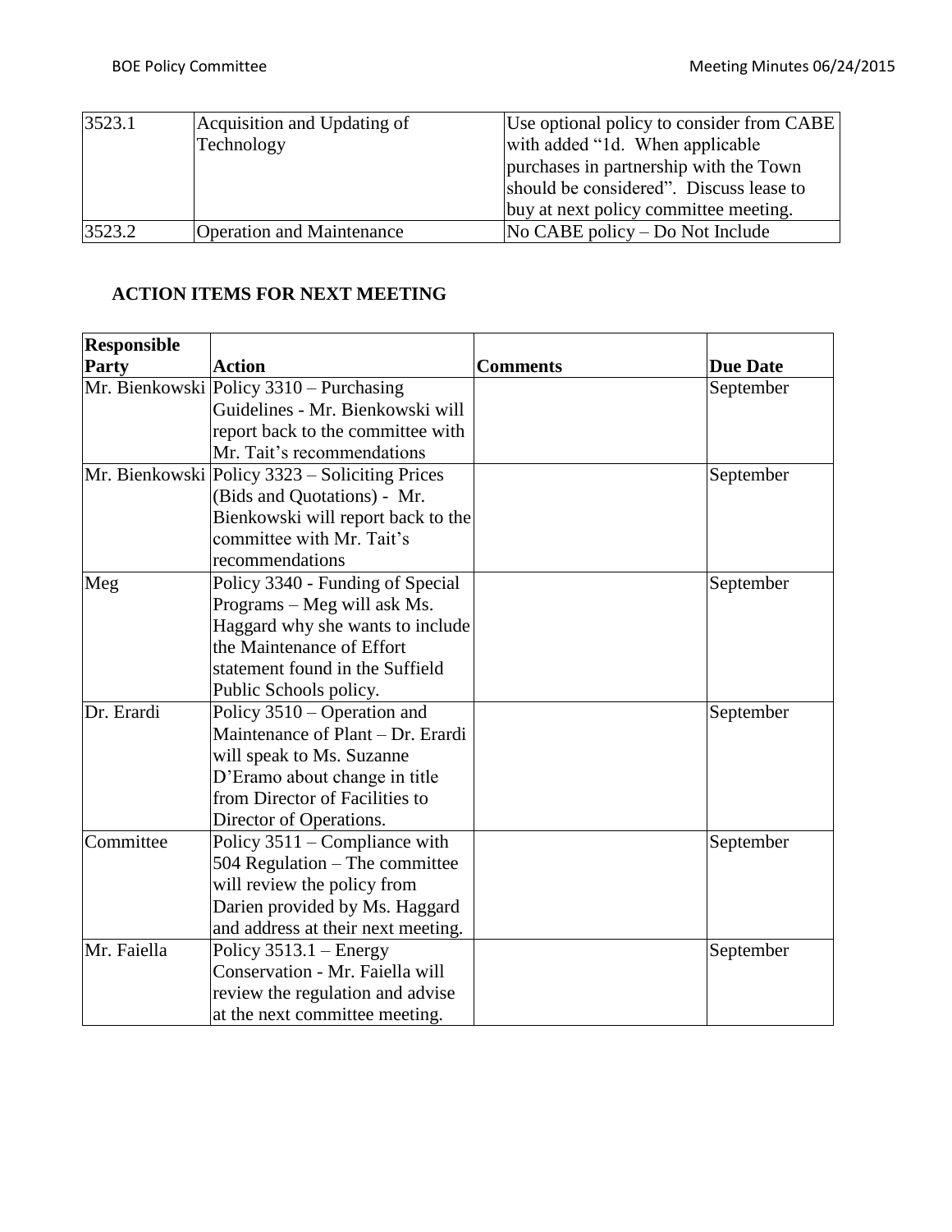| 3523.1 | Acquisition and Updating of Technology | Use optional policy to consider from CABE with added "1d. When applicable purchases in partnership with the Town should be considered". Discuss lease to buy at next policy committee meeting. |
|---|---|---|
| 3523.2 | Operation and Maintenance | No CABE policy – Do Not Include |

## ACTION ITEMS FOR NEXT MEETING

| Responsible Party | Action | Comments | Due Date |
|---|---|---|---|
| Mr. Bienkowski | Policy 3310 – Purchasing Guidelines - Mr. Bienkowski will report back to the committee with Mr. Tait's recommendations | | September |
| Mr. Bienkowski | Policy 3323 – Soliciting Prices (Bids and Quotations) - Mr. Bienkowski will report back to the committee with Mr. Tait's recommendations | | September |
| Meg | Policy 3340 - Funding of Special Programs – Meg will ask Ms. Haggard why she wants to include the Maintenance of Effort statement found in the Suffield Public Schools policy. | | September |
| Dr. Erardi | Policy 3510 – Operation and Maintenance of Plant – Dr. Erardi will speak to Ms. Suzanne D'Eramo about change in title from Director of Facilities to Director of Operations. | | September |
| Committee | Policy 3511 – Compliance with 504 Regulation – The committee will review the policy from Darien provided by Ms. Haggard and address at their next meeting. | | September |
| Mr. Faiella | Policy 3513.1 – Energy Conservation - Mr. Faiella will review the regulation and advise at the next committee meeting. | | September |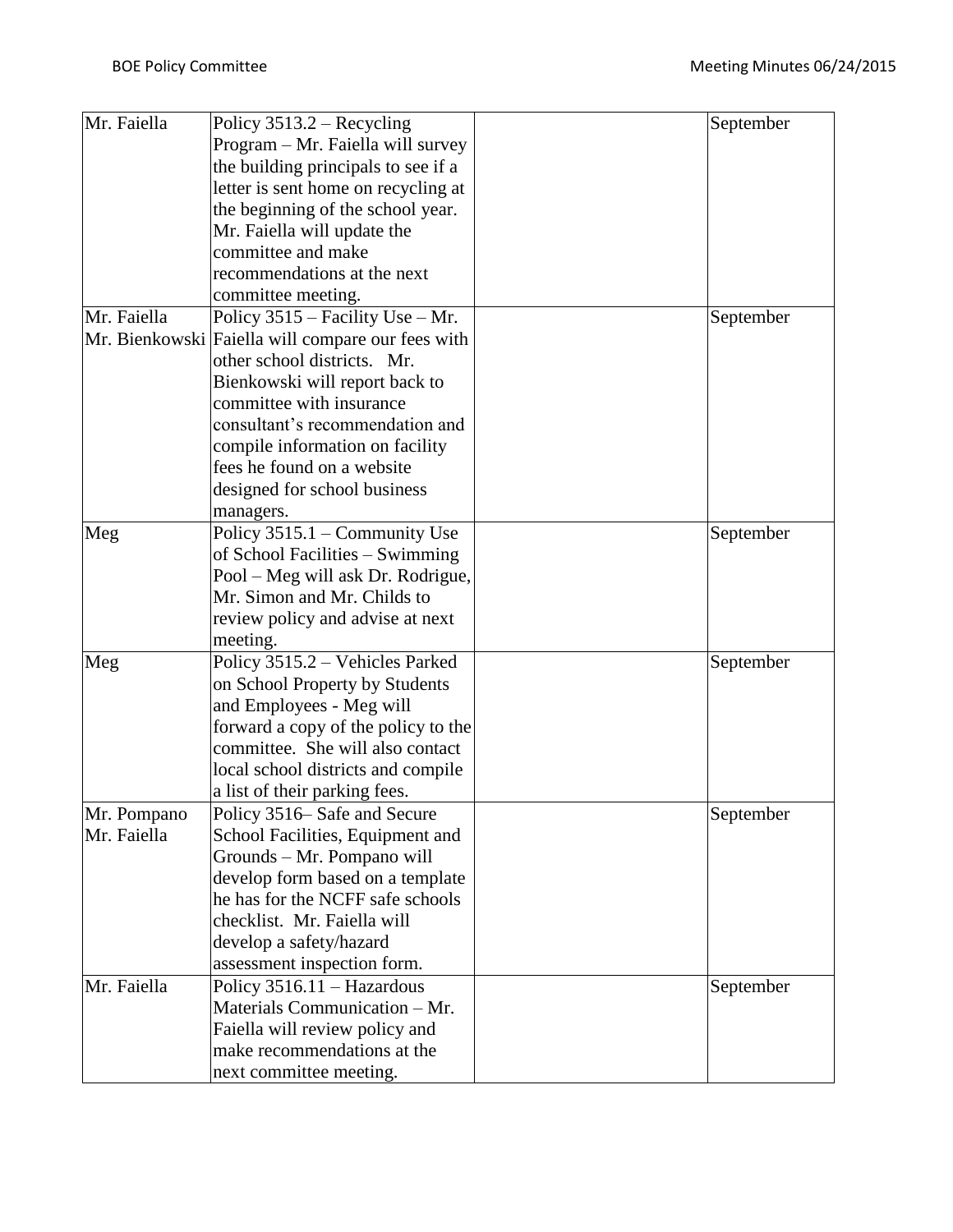| | | | |
|---|---|---|---|
| Mr. Faiella | Policy 3513.2 – Recycling Program – Mr. Faiella will survey the building principals to see if a letter is sent home on recycling at the beginning of the school year. Mr. Faiella will update the committee and make recommendations at the next committee meeting. | | September |
| Mr. Faiella<br>Mr. Bienkowski | Policy 3515 – Facility Use – Mr. Faiella will compare our fees with other school districts. Mr. Bienkowski will report back to committee with insurance consultant's recommendation and compile information on facility fees he found on a website designed for school business managers. | | September |
| Meg | Policy 3515.1 – Community Use of School Facilities – Swimming Pool – Meg will ask Dr. Rodrigue, Mr. Simon and Mr. Childs to review policy and advise at next meeting. | | September |
| Meg | Policy 3515.2 – Vehicles Parked on School Property by Students and Employees - Meg will forward a copy of the policy to the committee. She will also contact local school districts and compile a list of their parking fees. | | September |
| Mr. Pompano<br>Mr. Faiella | Policy 3516– Safe and Secure School Facilities, Equipment and Grounds – Mr. Pompano will develop form based on a template he has for the NCFF safe schools checklist. Mr. Faiella will develop a safety/hazard assessment inspection form. | | September |
| Mr. Faiella | Policy 3516.11 – Hazardous Materials Communication – Mr. Faiella will review policy and make recommendations at the next committee meeting. | | September |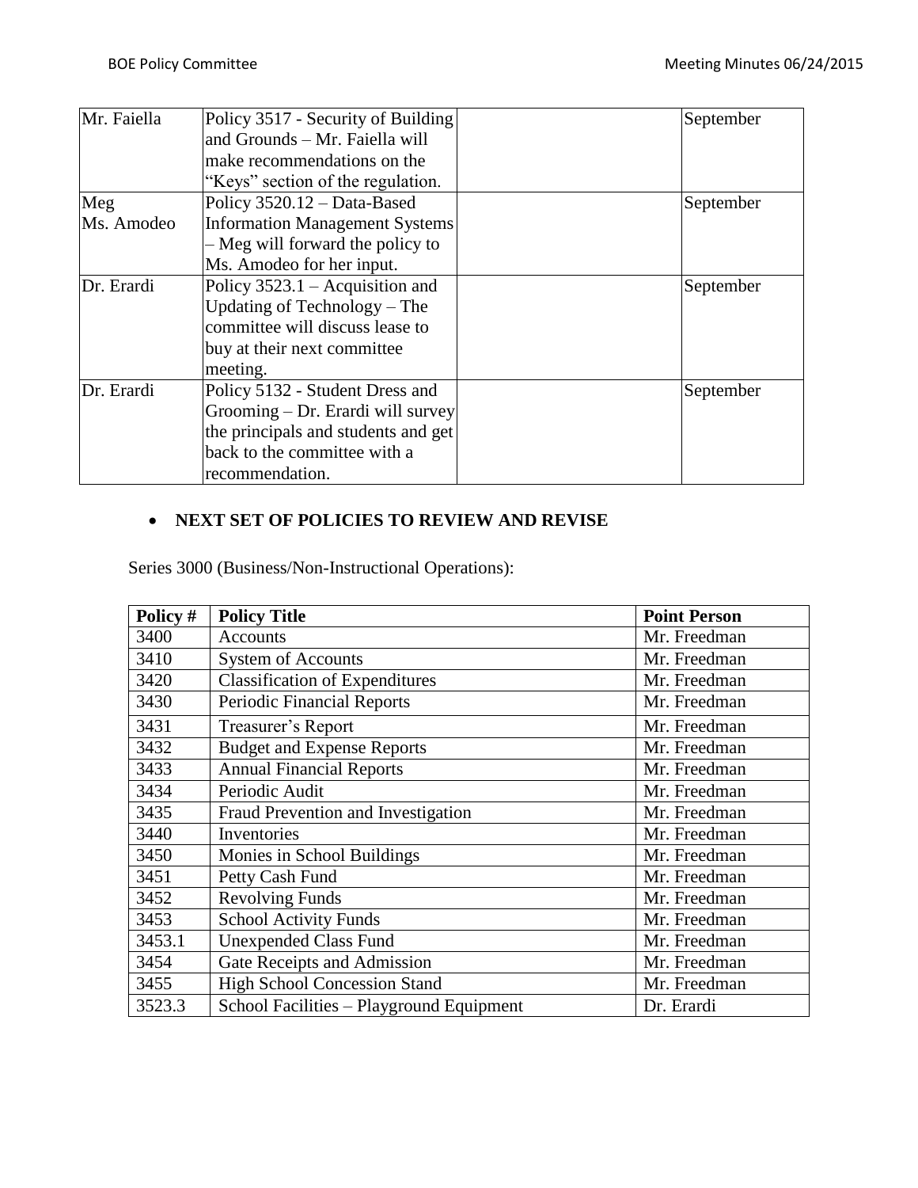| | | | |
|---|---|---|---|
| Mr. Faiella | Policy 3517 - Security of Building and Grounds – Mr. Faiella will make recommendations on the "Keys" section of the regulation. | | September |
| Meg<br>Ms. Amodeo | Policy 3520.12 – Data-Based Information Management Systems – Meg will forward the policy to Ms. Amodeo for her input. | | September |
| Dr. Erardi | Policy 3523.1 – Acquisition and Updating of Technology – The committee will discuss lease to buy at their next committee meeting. | | September |
| Dr. Erardi | Policy 5132 - Student Dress and Grooming – Dr. Erardi will survey the principals and students and get back to the committee with a recommendation. | | September |

- **NEXT SET OF POLICIES TO REVIEW AND REVISE**

Series 3000 (Business/Non-Instructional Operations):

| Policy # | Policy Title | Point Person |
|---|---|---|
| 3400 | Accounts | Mr. Freedman |
| 3410 | System of Accounts | Mr. Freedman |
| 3420 | Classification of Expenditures | Mr. Freedman |
| 3430 | Periodic Financial Reports | Mr. Freedman |
| 3431 | Treasurer's Report | Mr. Freedman |
| 3432 | Budget and Expense Reports | Mr. Freedman |
| 3433 | Annual Financial Reports | Mr. Freedman |
| 3434 | Periodic Audit | Mr. Freedman |
| 3435 | Fraud Prevention and Investigation | Mr. Freedman |
| 3440 | Inventories | Mr. Freedman |
| 3450 | Monies in School Buildings | Mr. Freedman |
| 3451 | Petty Cash Fund | Mr. Freedman |
| 3452 | Revolving Funds | Mr. Freedman |
| 3453 | School Activity Funds | Mr. Freedman |
| 3453.1 | Unexpended Class Fund | Mr. Freedman |
| 3454 | Gate Receipts and Admission | Mr. Freedman |
| 3455 | High School Concession Stand | Mr. Freedman |
| 3523.3 | School Facilities – Playground Equipment | Dr. Erardi |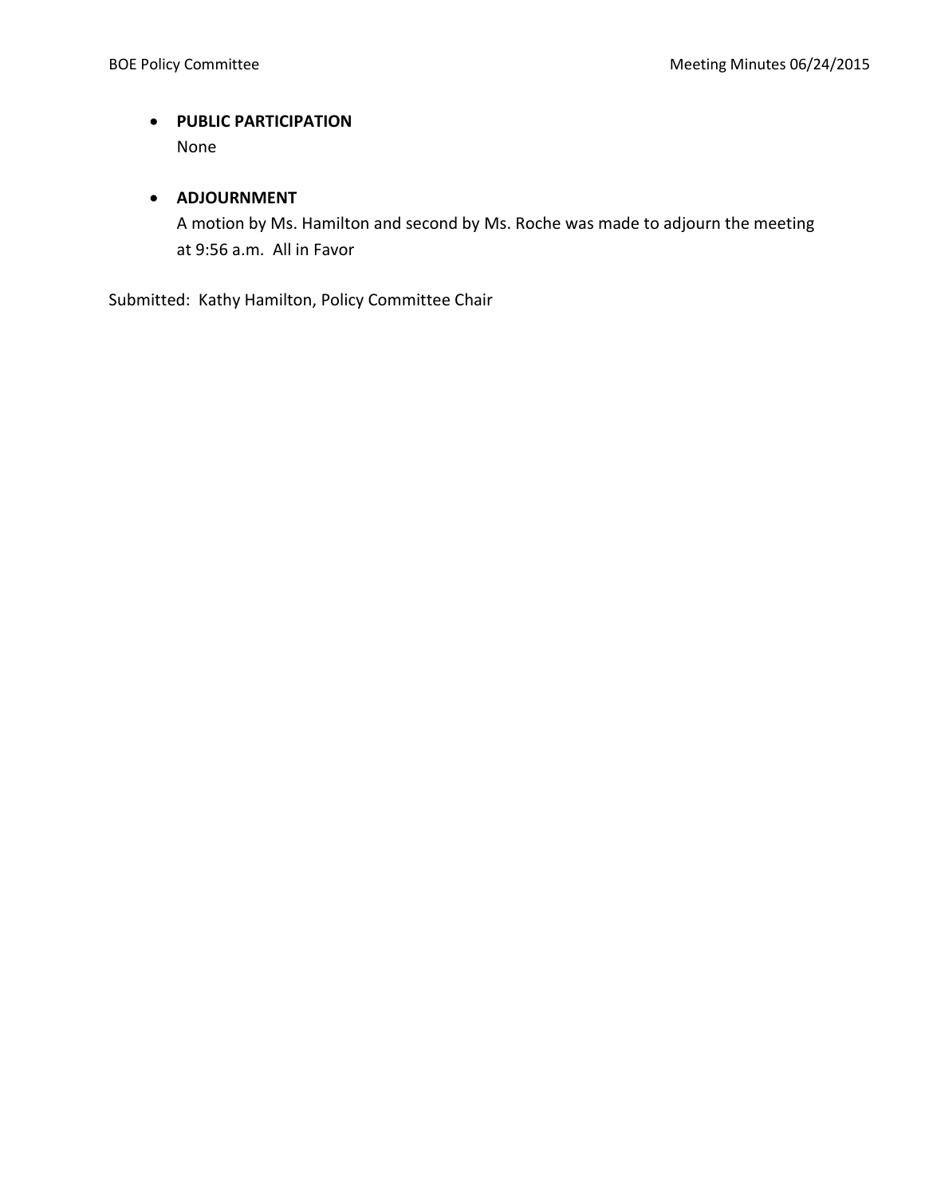- **PUBLIC PARTICIPATION**
  None

- **ADJOURNMENT**
  A motion by Ms. Hamilton and second by Ms. Roche was made to adjourn the meeting at 9:56 a.m. All in Favor

Submitted: Kathy Hamilton, Policy Committee Chair